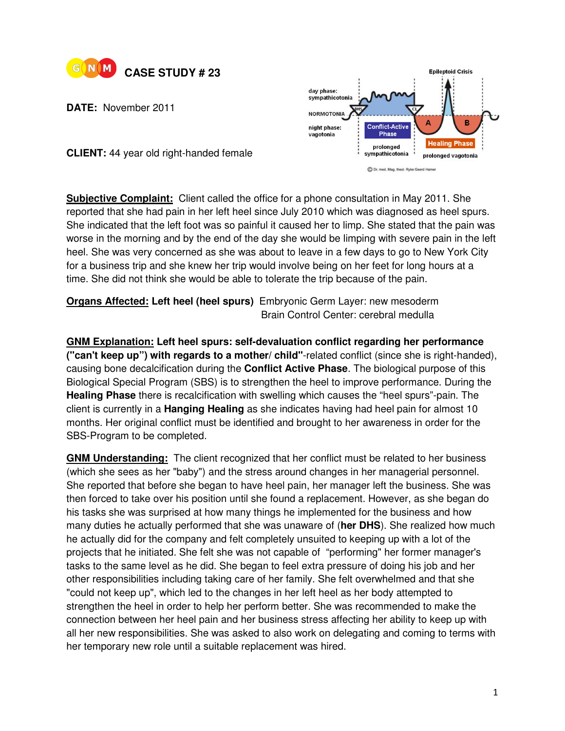GNM **CASE STUDY # 23**

**DATE:** November 2011

**CLIENT:** 44 year old right-handed female

Epileptoid Crisis
day phase: sympathicotonia
NORMOTONIA
night phase: vagotonia
DHS
CL
Conflict-Active Phase
prolonged sympathicotonia
A
B
Healing Phase
prolonged vagotonia
© Dr. med. Mag. theol. Ryke Geerd Hamer

**Subjective Complaint:** Client called the office for a phone consultation in May 2011. She reported that she had pain in her left heel since July 2010 which was diagnosed as heel spurs. She indicated that the left foot was so painful it caused her to limp. She stated that the pain was worse in the morning and by the end of the day she would be limping with severe pain in the left heel. She was very concerned as she was about to leave in a few days to go to New York City for a business trip and she knew her trip would involve being on her feet for long hours at a time. She did not think she would be able to tolerate the trip because of the pain.

**Organs Affected: Left heel (heel spurs)** Embryonic Germ Layer: new mesoderm
Brain Control Center: cerebral medulla

**GNM Explanation: Left heel spurs: self-devaluation conflict regarding her performance ("can't keep up") with regards to a mother/ child"**-related conflict (since she is right-handed), causing bone decalcification during the **Conflict Active Phase**. The biological purpose of this Biological Special Program (SBS) is to strengthen the heel to improve performance. During the **Healing Phase** there is recalcification with swelling which causes the "heel spurs"-pain. The client is currently in a **Hanging Healing** as she indicates having had heel pain for almost 10 months. Her original conflict must be identified and brought to her awareness in order for the SBS-Program to be completed.

**GNM Understanding:** The client recognized that her conflict must be related to her business (which she sees as her "baby") and the stress around changes in her managerial personnel. She reported that before she began to have heel pain, her manager left the business. She was then forced to take over his position until she found a replacement. However, as she began do his tasks she was surprised at how many things he implemented for the business and how many duties he actually performed that she was unaware of (**her DHS**). She realized how much he actually did for the company and felt completely unsuited to keeping up with a lot of the projects that he initiated. She felt she was not capable of "performing" her former manager's tasks to the same level as he did. She began to feel extra pressure of doing his job and her other responsibilities including taking care of her family. She felt overwhelmed and that she "could not keep up", which led to the changes in her left heel as her body attempted to strengthen the heel in order to help her perform better. She was recommended to make the connection between her heel pain and her business stress affecting her ability to keep up with all her new responsibilities. She was asked to also work on delegating and coming to terms with her temporary new role until a suitable replacement was hired.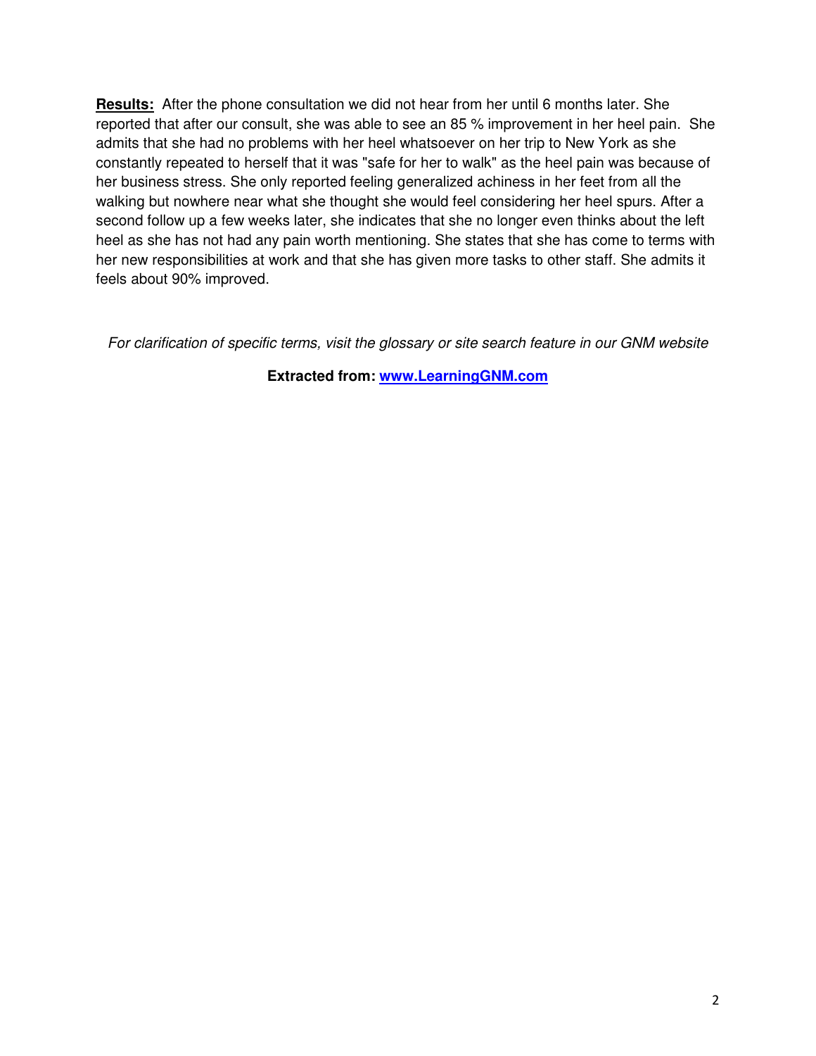**Results:** After the phone consultation we did not hear from her until 6 months later. She reported that after our consult, she was able to see an 85 % improvement in her heel pain. She admits that she had no problems with her heel whatsoever on her trip to New York as she constantly repeated to herself that it was "safe for her to walk" as the heel pain was because of her business stress. She only reported feeling generalized achiness in her feet from all the walking but nowhere near what she thought she would feel considering her heel spurs. After a second follow up a few weeks later, she indicates that she no longer even thinks about the left heel as she has not had any pain worth mentioning. She states that she has come to terms with her new responsibilities at work and that she has given more tasks to other staff. She admits it feels about 90% improved.

*For clarification of specific terms, visit the glossary or site search feature in our GNM website*

**Extracted from: [www.LearningGNM.com](http://www.LearningGNM.com)**